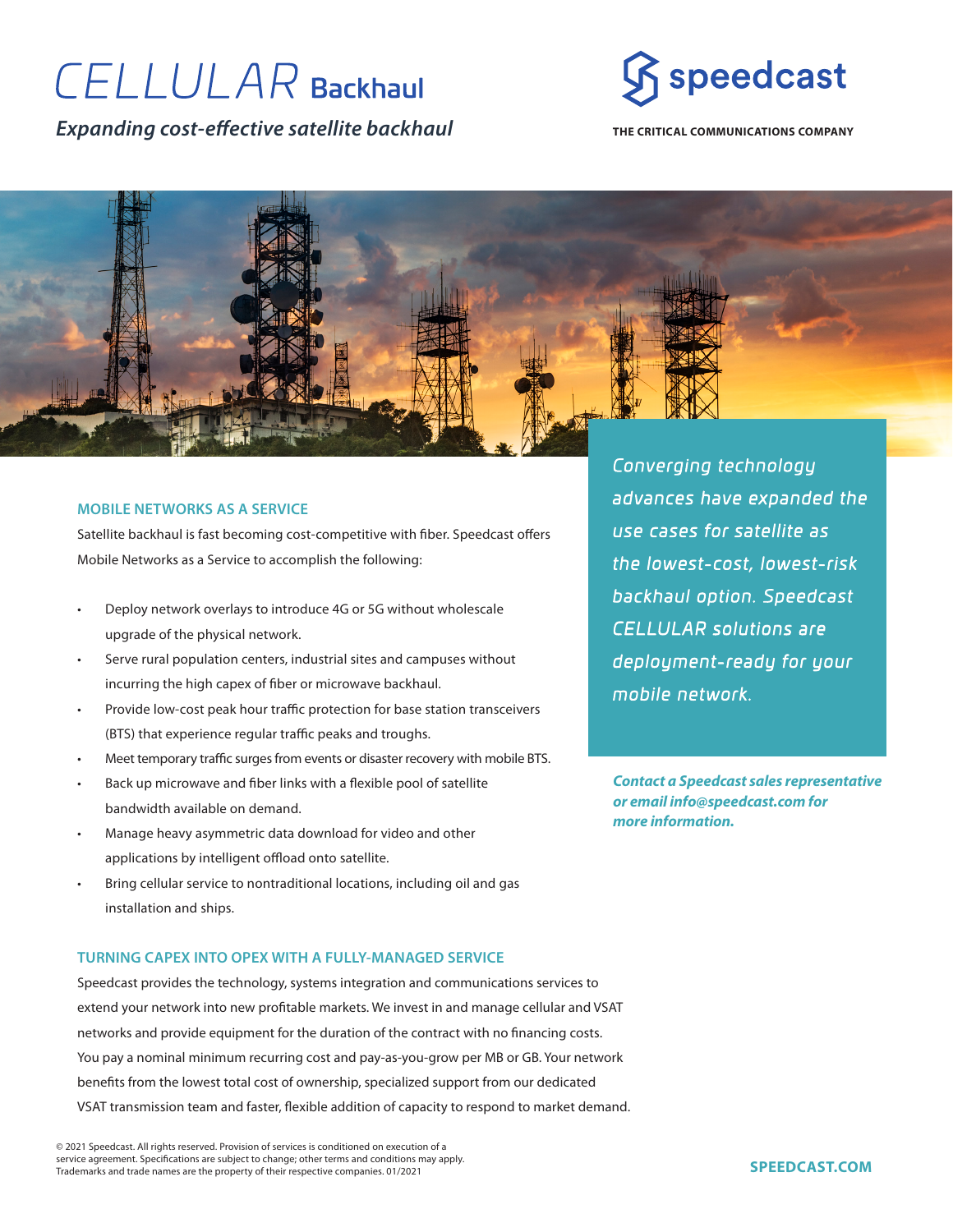# CELLULAR Backhaul

*Expanding cost-effective satellite backhaul*

speedcast

THE CRITICAL COMMUNICATIONS COMPANY

*Converging technology advances have expanded the use cases for satellite as the lowest-cost, lowest-risk backhaul option. Speedcast CELLULAR solutions are deployment-ready for your mobile network.*

***Contact a Speedcast sales representative or email info@speedcast.com for more information.***

## MOBILE NETWORKS AS A SERVICE

Satellite backhaul is fast becoming cost-competitive with fiber. Speedcast offers Mobile Networks as a Service to accomplish the following:

- Deploy network overlays to introduce 4G or 5G without wholescale upgrade of the physical network.
- Serve rural population centers, industrial sites and campuses without incurring the high capex of fiber or microwave backhaul.
- Provide low-cost peak hour traffic protection for base station transceivers (BTS) that experience regular traffic peaks and troughs.
- Meet temporary traffic surges from events or disaster recovery with mobile BTS.
- Back up microwave and fiber links with a flexible pool of satellite bandwidth available on demand.
- Manage heavy asymmetric data download for video and other applications by intelligent offload onto satellite.
- Bring cellular service to nontraditional locations, including oil and gas installation and ships.

## TURNING CAPEX INTO OPEX WITH A FULLY-MANAGED SERVICE

Speedcast provides the technology, systems integration and communications services to extend your network into new profitable markets. We invest in and manage cellular and VSAT networks and provide equipment for the duration of the contract with no financing costs. You pay a nominal minimum recurring cost and pay-as-you-grow per MB or GB. Your network benefits from the lowest total cost of ownership, specialized support from our dedicated VSAT transmission team and faster, flexible addition of capacity to respond to market demand.

© 2021 Speedcast. All rights reserved. Provision of services is conditioned on execution of a service agreement. Specifications are subject to change; other terms and conditions may apply. Trademarks and trade names are the property of their respective companies. 01/2021

SPEEDCAST.COM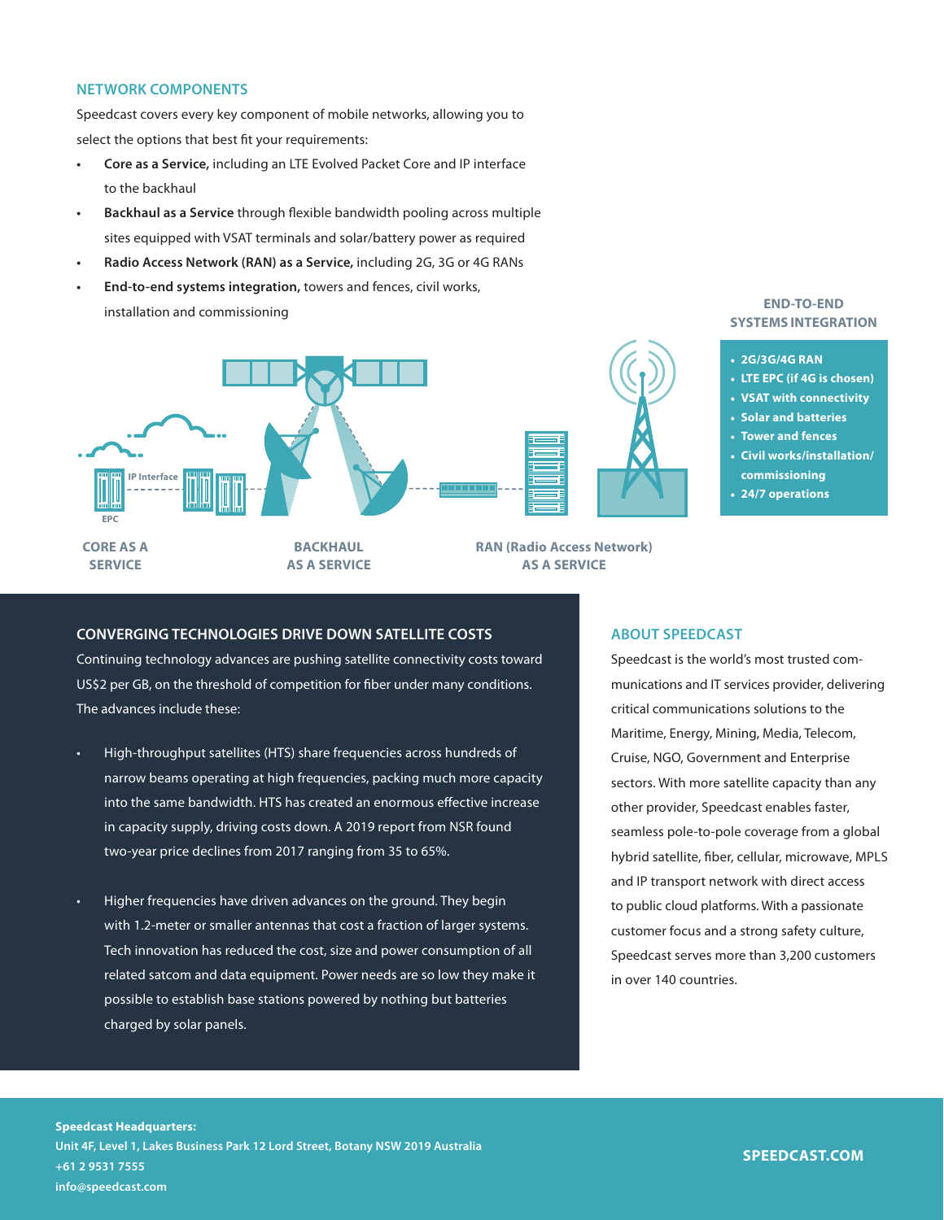## NETWORK COMPONENTS

Speedcast covers every key component of mobile networks, allowing you to select the options that best fit your requirements:

- **Core as a Service,** including an LTE Evolved Packet Core and IP interface to the backhaul
- **Backhaul as a Service** through flexible bandwidth pooling across multiple sites equipped with VSAT terminals and solar/battery power as required
- **Radio Access Network (RAN) as a Service,** including 2G, 3G or 4G RANs
- **End-to-end systems integration,** towers and fences, civil works, installation and commissioning

IP Interface

EPC

CORE AS A SERVICE

BACKHAUL AS A SERVICE

RAN (Radio Access Network) AS A SERVICE

**END-TO-END SYSTEMS INTEGRATION**

- 2G/3G/4G RAN
- LTE EPC (if 4G is chosen)
- VSAT with connectivity
- Solar and batteries
- Tower and fences
- Civil works/installation/commissioning
- 24/7 operations

## CONVERGING TECHNOLOGIES DRIVE DOWN SATELLITE COSTS

Continuing technology advances are pushing satellite connectivity costs toward US$2 per GB, on the threshold of competition for fiber under many conditions. The advances include these:

- High-throughput satellites (HTS) share frequencies across hundreds of narrow beams operating at high frequencies, packing much more capacity into the same bandwidth. HTS has created an enormous effective increase in capacity supply, driving costs down. A 2019 report from NSR found two-year price declines from 2017 ranging from 35 to 65%.

- Higher frequencies have driven advances on the ground. They begin with 1.2-meter or smaller antennas that cost a fraction of larger systems. Tech innovation has reduced the cost, size and power consumption of all related satcom and data equipment. Power needs are so low they make it possible to establish base stations powered by nothing but batteries charged by solar panels.

## ABOUT SPEEDCAST

Speedcast is the world's most trusted communications and IT services provider, delivering critical communications solutions to the Maritime, Energy, Mining, Media, Telecom, Cruise, NGO, Government and Enterprise sectors. With more satellite capacity than any other provider, Speedcast enables faster, seamless pole-to-pole coverage from a global hybrid satellite, fiber, cellular, microwave, MPLS and IP transport network with direct access to public cloud platforms. With a passionate customer focus and a strong safety culture, Speedcast serves more than 3,200 customers in over 140 countries.

**Speedcast Headquarters:**
**Unit 4F, Level 1, Lakes Business Park 12 Lord Street, Botany NSW 2019 Australia**
**+61 2 9531 7555**
**info@speedcast.com**

**SPEEDCAST.COM**